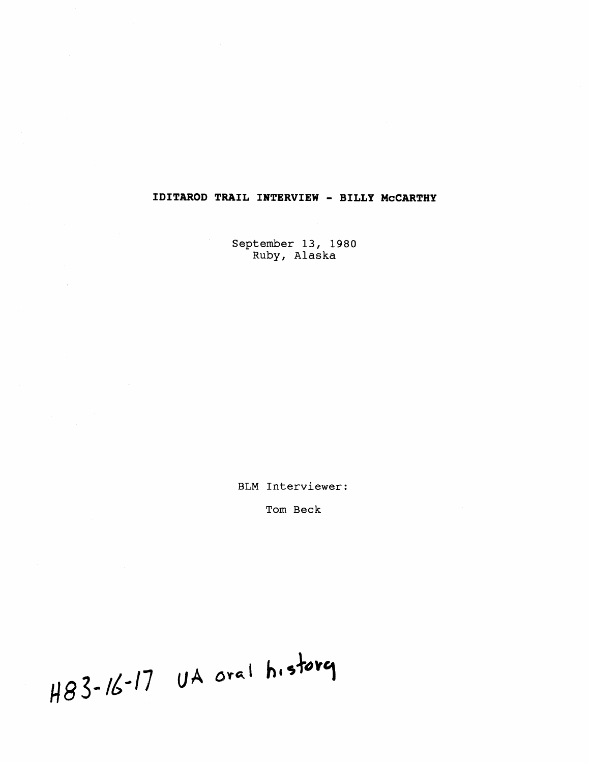# IDITAROD TRAIL INTERVIEW - BILLY McCARTHY

September 13, 1980
Ruby, Alaska

BLM Interviewer:

Tom Beck

H83-16-17 UA oral history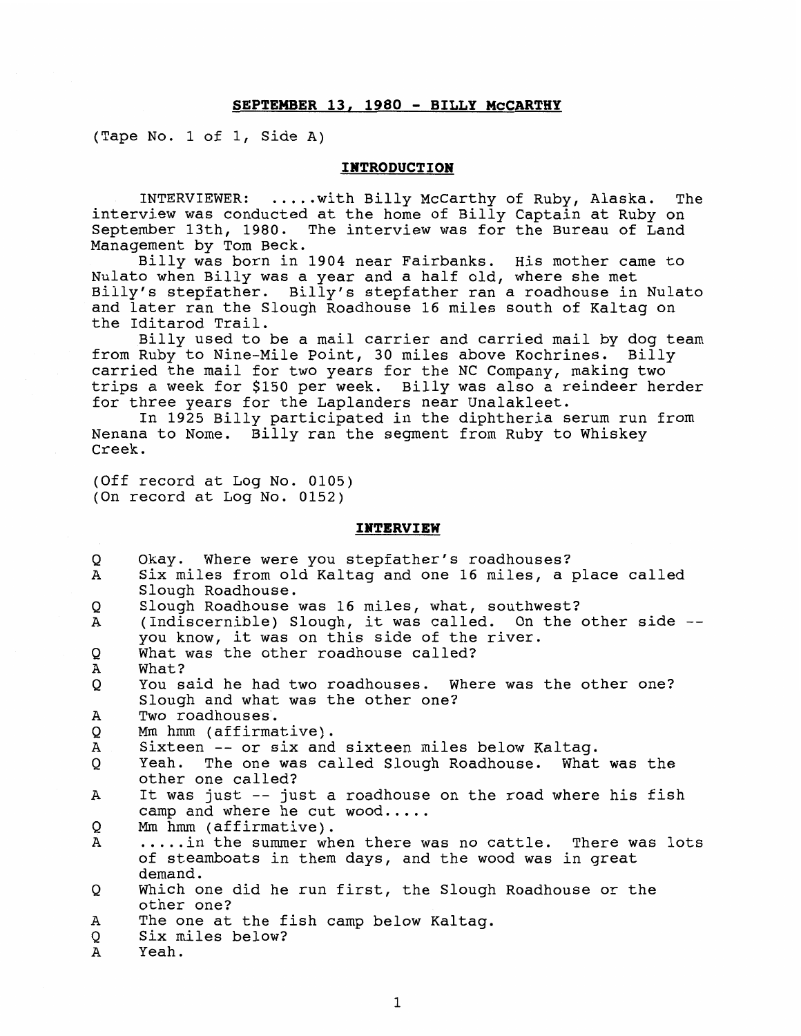**SEPTEMBER 13, 1980 - BILLY McCARTHY**

(Tape No. 1 of 1, Side A)

**INTRODUCTION**

INTERVIEWER: .....with Billy McCarthy of Ruby, Alaska. The interview was conducted at the home of Billy Captain at Ruby on September 13th, 1980. The interview was for the Bureau of Land Management by Tom Beck.

Billy was born in 1904 near Fairbanks. His mother came to Nulato when Billy was a year and a half old, where she met Billy's stepfather. Billy's stepfather ran a roadhouse in Nulato and later ran the Slough Roadhouse 16 miles south of Kaltag on the Iditarod Trail.

Billy used to be a mail carrier and carried mail by dog team from Ruby to Nine-Mile Point, 30 miles above Kochrines. Billy carried the mail for two years for the NC Company, making two trips a week for $150 per week. Billy was also a reindeer herder for three years for the Laplanders near Unalakleet.

In 1925 Billy participated in the diphtheria serum run from Nenana to Nome. Billy ran the segment from Ruby to Whiskey Creek.

(Off record at Log No. 0105)
(On record at Log No. 0152)

**INTERVIEW**

Q Okay. Where were you stepfather's roadhouses?

A Six miles from old Kaltag and one 16 miles, a place called Slough Roadhouse.

Q Slough Roadhouse was 16 miles, what, southwest?

A (Indiscernible) Slough, it was called. On the other side -- you know, it was on this side of the river.

Q What was the other roadhouse called?

A What?

Q You said he had two roadhouses. Where was the other one? Slough and what was the other one?

A Two roadhouses.

Q Mm hmm (affirmative).

A Sixteen -- or six and sixteen miles below Kaltag.

Q Yeah. The one was called Slough Roadhouse. What was the other one called?

A It was just -- just a roadhouse on the road where his fish camp and where he cut wood.....

Q Mm hmm (affirmative).

A .....in the summer when there was no cattle. There was lots of steamboats in them days, and the wood was in great demand.

Q Which one did he run first, the Slough Roadhouse or the other one?

A The one at the fish camp below Kaltag.

Q Six miles below?

A Yeah.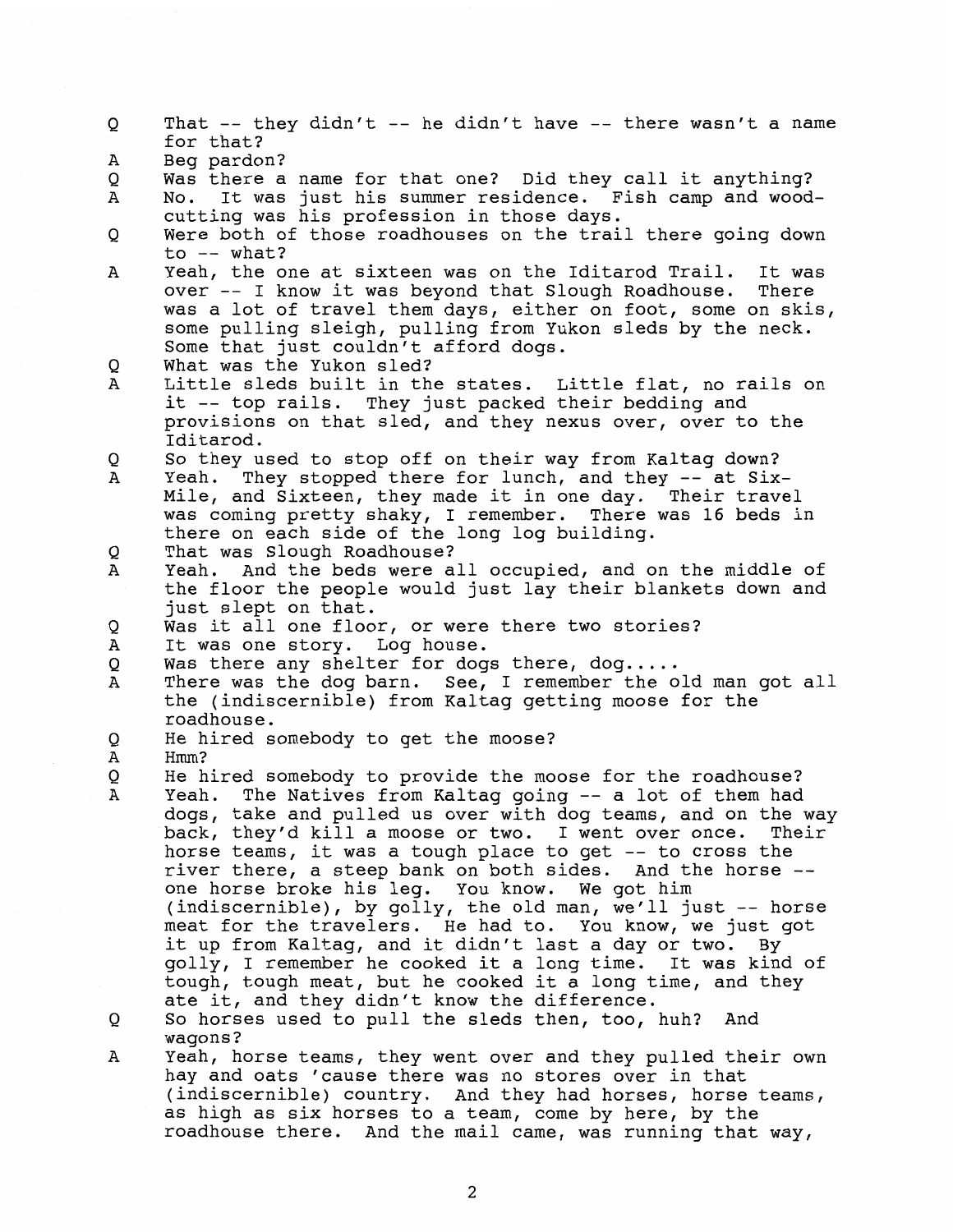Q That -- they didn't -- he didn't have -- there wasn't a name for that?

A Beg pardon?

Q Was there a name for that one? Did they call it anything?

A No. It was just his summer residence. Fish camp and wood-cutting was his profession in those days.

Q Were both of those roadhouses on the trail there going down to -- what?

A Yeah, the one at sixteen was on the Iditarod Trail. It was over -- I know it was beyond that Slough Roadhouse. There was a lot of travel them days, either on foot, some on skis, some pulling sleigh, pulling from Yukon sleds by the neck. Some that just couldn't afford dogs.

Q What was the Yukon sled?

A Little sleds built in the states. Little flat, no rails on it -- top rails. They just packed their bedding and provisions on that sled, and they nexus over, over to the Iditarod.

Q So they used to stop off on their way from Kaltag down?

A Yeah. They stopped there for lunch, and they -- at Six-Mile, and Sixteen, they made it in one day. Their travel was coming pretty shaky, I remember. There was 16 beds in there on each side of the long log building.

Q That was Slough Roadhouse?

A Yeah. And the beds were all occupied, and on the middle of the floor the people would just lay their blankets down and just slept on that.

Q Was it all one floor, or were there two stories?

A It was one story. Log house.

Q Was there any shelter for dogs there, dog.....

A There was the dog barn. See, I remember the old man got all the (indiscernible) from Kaltag getting moose for the roadhouse.

Q He hired somebody to get the moose?

A Hmm?

Q He hired somebody to provide the moose for the roadhouse?

A Yeah. The Natives from Kaltag going -- a lot of them had dogs, take and pulled us over with dog teams, and on the way back, they'd kill a moose or two. I went over once. Their horse teams, it was a tough place to get -- to cross the river there, a steep bank on both sides. And the horse -- one horse broke his leg. You know. We got him (indiscernible), by golly, the old man, we'll just -- horse meat for the travelers. He had to. You know, we just got it up from Kaltag, and it didn't last a day or two. By golly, I remember he cooked it a long time. It was kind of tough, tough meat, but he cooked it a long time, and they ate it, and they didn't know the difference.

Q So horses used to pull the sleds then, too, huh? And wagons?

A Yeah, horse teams, they went over and they pulled their own hay and oats 'cause there was no stores over in that (indiscernible) country. And they had horses, horse teams, as high as six horses to a team, come by here, by the roadhouse there. And the mail came, was running that way,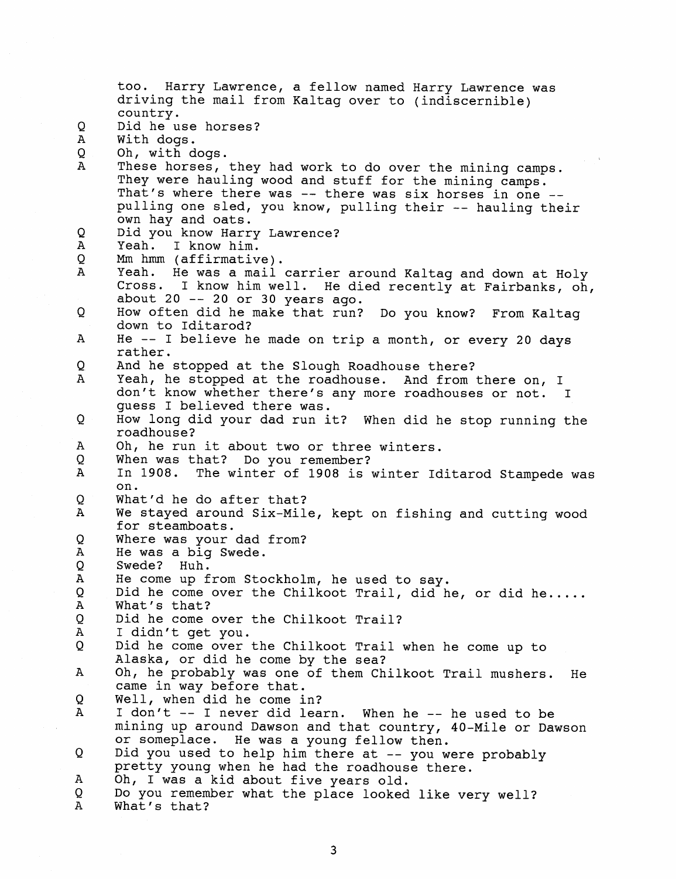too. Harry Lawrence, a fellow named Harry Lawrence was driving the mail from Kaltag over to (indiscernible) country.

Q Did he use horses?

A With dogs.

Q Oh, with dogs.

A These horses, they had work to do over the mining camps. They were hauling wood and stuff for the mining camps. That's where there was -- there was six horses in one -- pulling one sled, you know, pulling their -- hauling their own hay and oats.

Q Did you know Harry Lawrence?

A Yeah. I know him.

Q Mm hmm (affirmative).

A Yeah. He was a mail carrier around Kaltag and down at Holy Cross. I know him well. He died recently at Fairbanks, oh, about 20 -- 20 or 30 years ago.

Q How often did he make that run? Do you know? From Kaltag down to Iditarod?

A He -- I believe he made on trip a month, or every 20 days rather.

Q And he stopped at the Slough Roadhouse there?

A Yeah, he stopped at the roadhouse. And from there on, I don't know whether there's any more roadhouses or not. I guess I believed there was.

Q How long did your dad run it? When did he stop running the roadhouse?

A Oh, he run it about two or three winters.

Q When was that? Do you remember?

A In 1908. The winter of 1908 is winter Iditarod Stampede was on.

Q What'd he do after that?

A We stayed around Six-Mile, kept on fishing and cutting wood for steamboats.

Q Where was your dad from?

A He was a big Swede.

Q Swede? Huh.

A He come up from Stockholm, he used to say.

Q Did he come over the Chilkoot Trail, did he, or did he.....

A What's that?

Q Did he come over the Chilkoot Trail?

A I didn't get you.

Q Did he come over the Chilkoot Trail when he come up to Alaska, or did he come by the sea?

A Oh, he probably was one of them Chilkoot Trail mushers. He came in way before that.

Q Well, when did he come in?

A I don't -- I never did learn. When he -- he used to be mining up around Dawson and that country, 40-Mile or Dawson or someplace. He was a young fellow then.

Q Did you used to help him there at -- you were probably pretty young when he had the roadhouse there.

A Oh, I was a kid about five years old.

Q Do you remember what the place looked like very well?

A What's that?